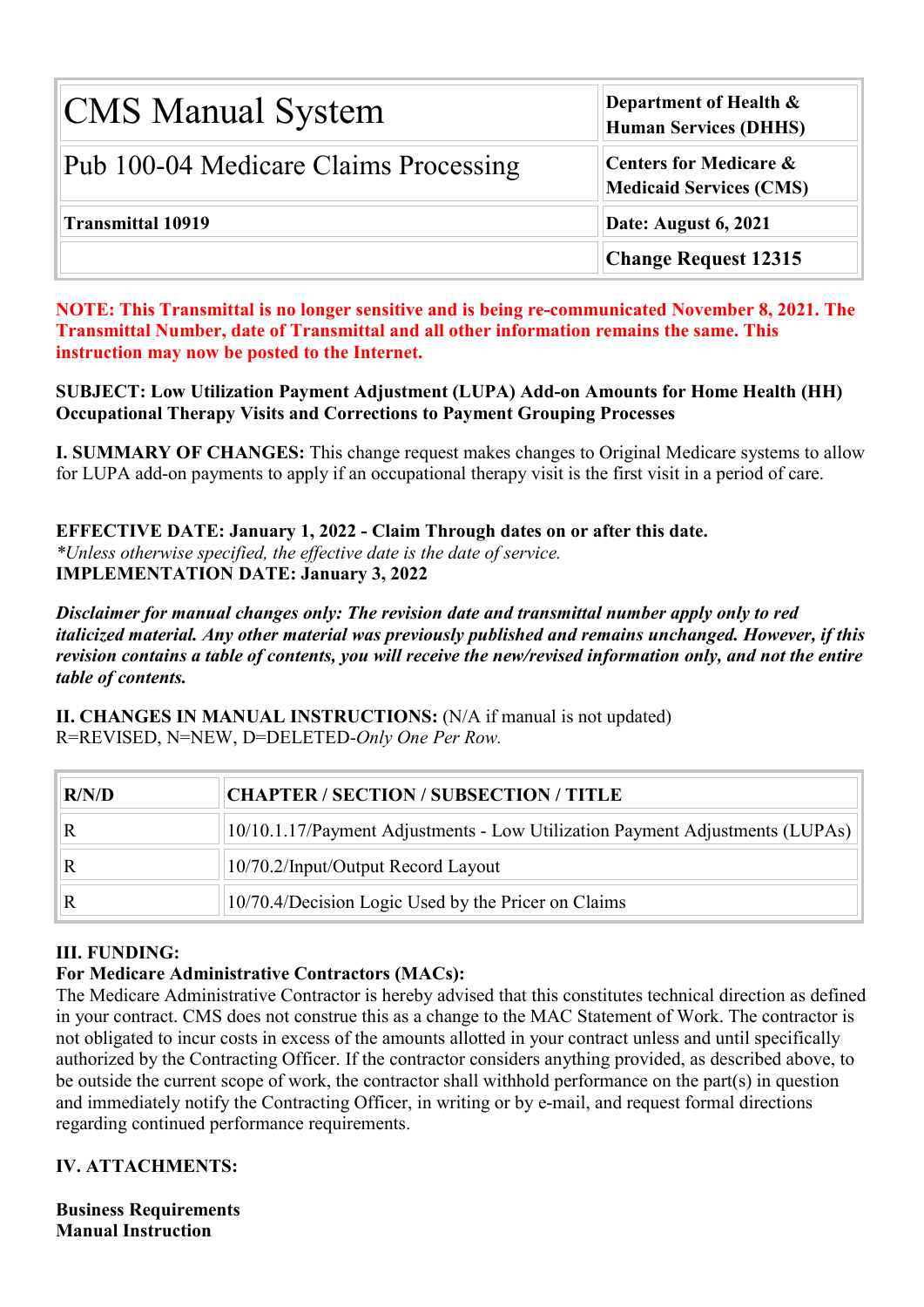| CMS Manual System | Department of Health & Human Services (DHHS) |
|---|---|
| Pub 100-04 Medicare Claims Processing | Centers for Medicare & Medicaid Services (CMS) |
| **Transmittal 10919** | **Date: August 6, 2021** |
| | **Change Request 12315** |

**NOTE: This Transmittal is no longer sensitive and is being re-communicated November 8, 2021. The Transmittal Number, date of Transmittal and all other information remains the same. This instruction may now be posted to the Internet.**

**SUBJECT: Low Utilization Payment Adjustment (LUPA) Add-on Amounts for Home Health (HH) Occupational Therapy Visits and Corrections to Payment Grouping Processes**

**I. SUMMARY OF CHANGES:** This change request makes changes to Original Medicare systems to allow for LUPA add-on payments to apply if an occupational therapy visit is the first visit in a period of care.

**EFFECTIVE DATE: January 1, 2022 - Claim Through dates on or after this date.**
*\*Unless otherwise specified, the effective date is the date of service.*
**IMPLEMENTATION DATE: January 3, 2022**

***Disclaimer for manual changes only: The revision date and transmittal number apply only to red italicized material. Any other material was previously published and remains unchanged. However, if this revision contains a table of contents, you will receive the new/revised information only, and not the entire table of contents.***

**II. CHANGES IN MANUAL INSTRUCTIONS:** (N/A if manual is not updated)
R=REVISED, N=NEW, D=DELETED-*Only One Per Row.*

| R/N/D | CHAPTER / SECTION / SUBSECTION / TITLE |
|---|---|
| R | 10/10.1.17/Payment Adjustments - Low Utilization Payment Adjustments (LUPAs) |
| R | 10/70.2/Input/Output Record Layout |
| R | 10/70.4/Decision Logic Used by the Pricer on Claims |

**III. FUNDING:**
**For Medicare Administrative Contractors (MACs):**
The Medicare Administrative Contractor is hereby advised that this constitutes technical direction as defined in your contract. CMS does not construe this as a change to the MAC Statement of Work. The contractor is not obligated to incur costs in excess of the amounts allotted in your contract unless and until specifically authorized by the Contracting Officer. If the contractor considers anything provided, as described above, to be outside the current scope of work, the contractor shall withhold performance on the part(s) in question and immediately notify the Contracting Officer, in writing or by e-mail, and request formal directions regarding continued performance requirements.

**IV. ATTACHMENTS:**

**Business Requirements**
**Manual Instruction**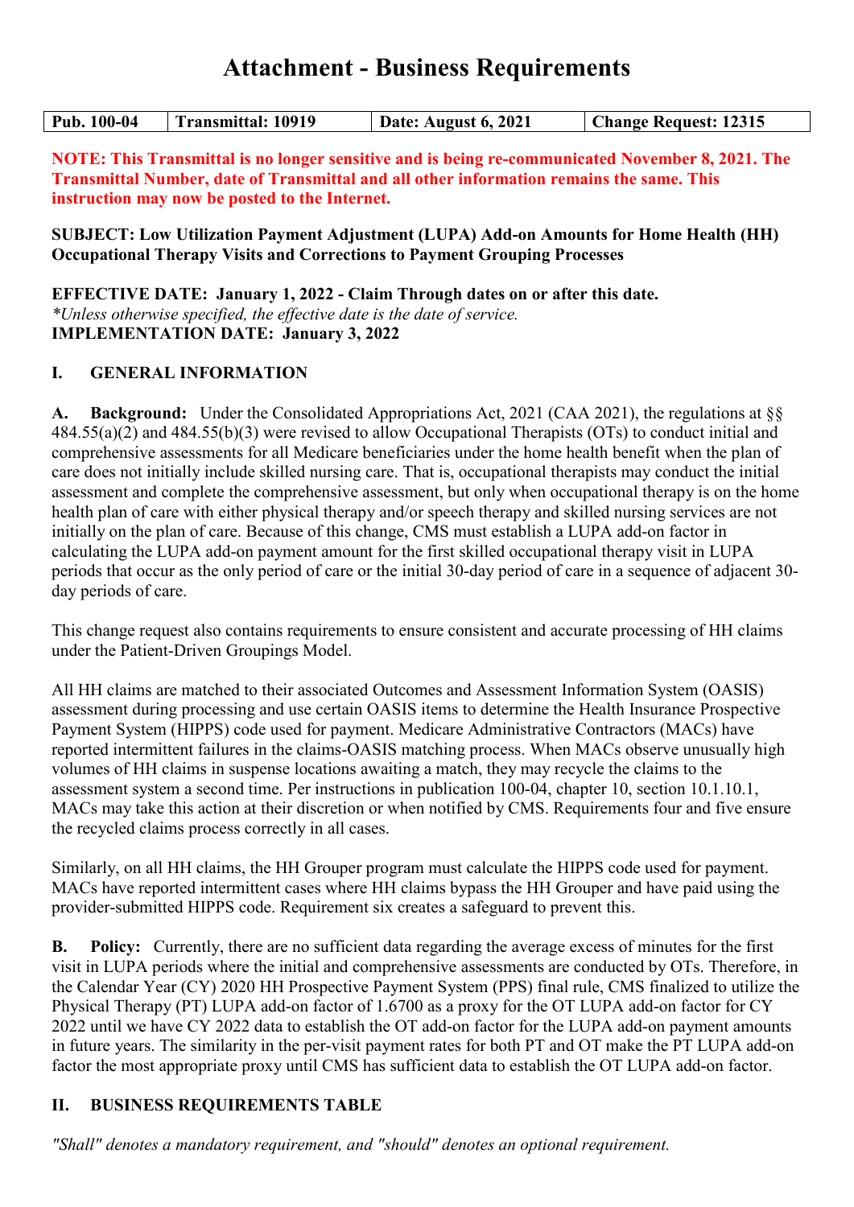# Attachment - Business Requirements

| Pub. 100-04 | Transmittal: 10919 | Date: August 6, 2021 | Change Request: 12315 |
|---|---|---|---|

**NOTE: This Transmittal is no longer sensitive and is being re-communicated November 8, 2021. The Transmittal Number, date of Transmittal and all other information remains the same. This instruction may now be posted to the Internet.**

**SUBJECT: Low Utilization Payment Adjustment (LUPA) Add-on Amounts for Home Health (HH) Occupational Therapy Visits and Corrections to Payment Grouping Processes**

**EFFECTIVE DATE: January 1, 2022 - Claim Through dates on or after this date.**
*\*Unless otherwise specified, the effective date is the date of service.*
**IMPLEMENTATION DATE: January 3, 2022**

## I. GENERAL INFORMATION

**A. Background:** Under the Consolidated Appropriations Act, 2021 (CAA 2021), the regulations at §§ 484.55(a)(2) and 484.55(b)(3) were revised to allow Occupational Therapists (OTs) to conduct initial and comprehensive assessments for all Medicare beneficiaries under the home health benefit when the plan of care does not initially include skilled nursing care. That is, occupational therapists may conduct the initial assessment and complete the comprehensive assessment, but only when occupational therapy is on the home health plan of care with either physical therapy and/or speech therapy and skilled nursing services are not initially on the plan of care. Because of this change, CMS must establish a LUPA add-on factor in calculating the LUPA add-on payment amount for the first skilled occupational therapy visit in LUPA periods that occur as the only period of care or the initial 30-day period of care in a sequence of adjacent 30-day periods of care.

This change request also contains requirements to ensure consistent and accurate processing of HH claims under the Patient-Driven Groupings Model.

All HH claims are matched to their associated Outcomes and Assessment Information System (OASIS) assessment during processing and use certain OASIS items to determine the Health Insurance Prospective Payment System (HIPPS) code used for payment. Medicare Administrative Contractors (MACs) have reported intermittent failures in the claims-OASIS matching process. When MACs observe unusually high volumes of HH claims in suspense locations awaiting a match, they may recycle the claims to the assessment system a second time. Per instructions in publication 100-04, chapter 10, section 10.1.10.1, MACs may take this action at their discretion or when notified by CMS. Requirements four and five ensure the recycled claims process correctly in all cases.

Similarly, on all HH claims, the HH Grouper program must calculate the HIPPS code used for payment. MACs have reported intermittent cases where HH claims bypass the HH Grouper and have paid using the provider-submitted HIPPS code. Requirement six creates a safeguard to prevent this.

**B. Policy:** Currently, there are no sufficient data regarding the average excess of minutes for the first visit in LUPA periods where the initial and comprehensive assessments are conducted by OTs. Therefore, in the Calendar Year (CY) 2020 HH Prospective Payment System (PPS) final rule, CMS finalized to utilize the Physical Therapy (PT) LUPA add-on factor of 1.6700 as a proxy for the OT LUPA add-on factor for CY 2022 until we have CY 2022 data to establish the OT add-on factor for the LUPA add-on payment amounts in future years. The similarity in the per-visit payment rates for both PT and OT make the PT LUPA add-on factor the most appropriate proxy until CMS has sufficient data to establish the OT LUPA add-on factor.

## II. BUSINESS REQUIREMENTS TABLE

*"Shall" denotes a mandatory requirement, and "should" denotes an optional requirement.*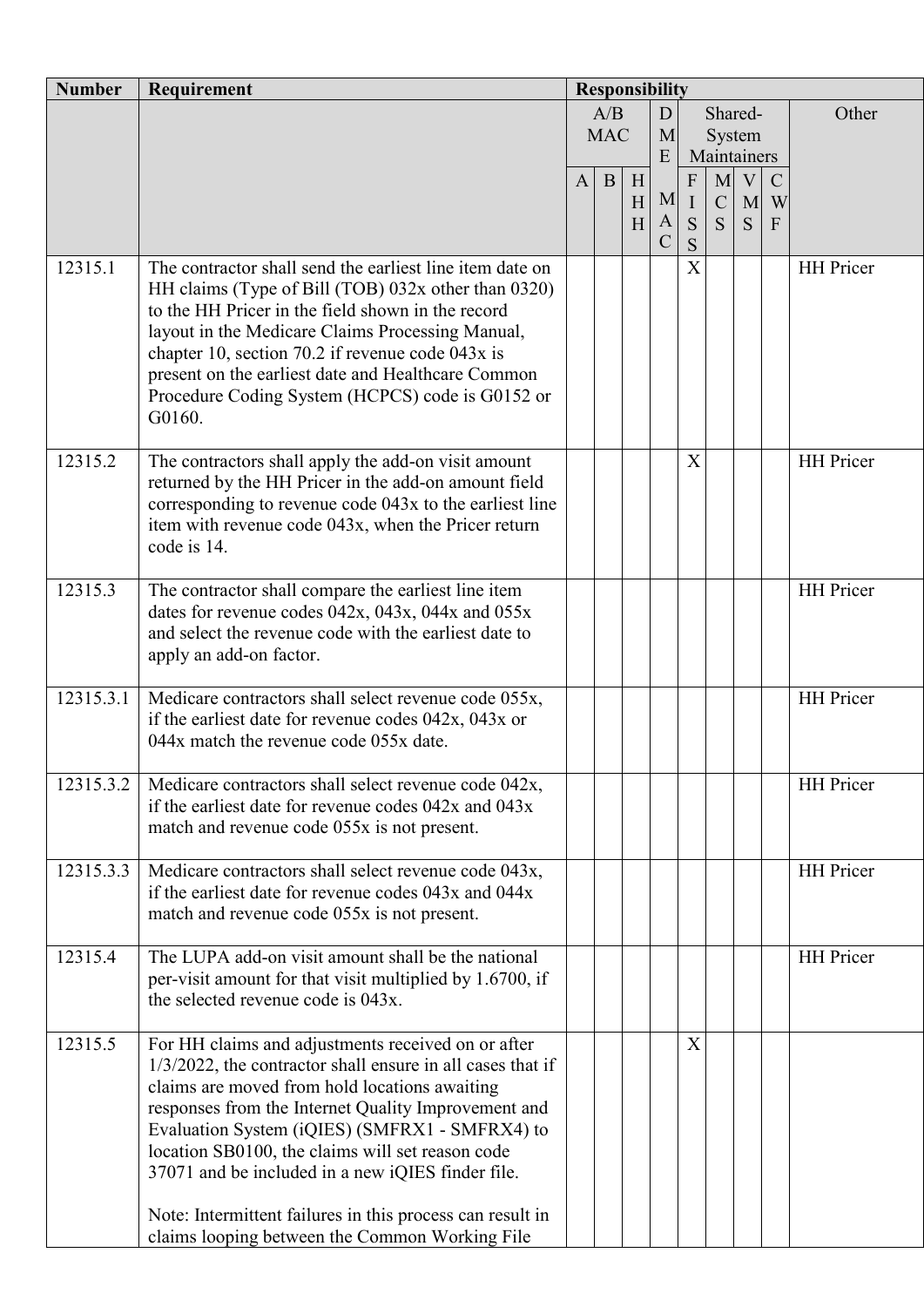| Number | Requirement | Responsibility | | | | | | | | |
|---|---|---|---|---|---|---|---|---|---|---|
| | | A/B MAC | | | DME MAC | Shared-System Maintainers | | | | Other |
| | | A | B | HHH | | FISS | MCS | VMS | CWF | |
| 12315.1 | The contractor shall send the earliest line item date on HH claims (Type of Bill (TOB) 032x other than 0320) to the HH Pricer in the field shown in the record layout in the Medicare Claims Processing Manual, chapter 10, section 70.2 if revenue code 043x is present on the earliest date and Healthcare Common Procedure Coding System (HCPCS) code is G0152 or G0160. | | | | | X | | | | HH Pricer |
| 12315.2 | The contractors shall apply the add-on visit amount returned by the HH Pricer in the add-on amount field corresponding to revenue code 043x to the earliest line item with revenue code 043x, when the Pricer return code is 14. | | | | | X | | | | HH Pricer |
| 12315.3 | The contractor shall compare the earliest line item dates for revenue codes 042x, 043x, 044x and 055x and select the revenue code with the earliest date to apply an add-on factor. | | | | | | | | | HH Pricer |
| 12315.3.1 | Medicare contractors shall select revenue code 055x, if the earliest date for revenue codes 042x, 043x or 044x match the revenue code 055x date. | | | | | | | | | HH Pricer |
| 12315.3.2 | Medicare contractors shall select revenue code 042x, if the earliest date for revenue codes 042x and 043x match and revenue code 055x is not present. | | | | | | | | | HH Pricer |
| 12315.3.3 | Medicare contractors shall select revenue code 043x, if the earliest date for revenue codes 043x and 044x match and revenue code 055x is not present. | | | | | | | | | HH Pricer |
| 12315.4 | The LUPA add-on visit amount shall be the national per-visit amount for that visit multiplied by 1.6700, if the selected revenue code is 043x. | | | | | | | | | HH Pricer |
| 12315.5 | For HH claims and adjustments received on or after 1/3/2022, the contractor shall ensure in all cases that if claims are moved from hold locations awaiting responses from the Internet Quality Improvement and Evaluation System (iQIES) (SMFRX1 - SMFRX4) to location SB0100, the claims will set reason code 37071 and be included in a new iQIES finder file.<br><br>Note: Intermittent failures in this process can result in claims looping between the Common Working File | | | | | X | | | | |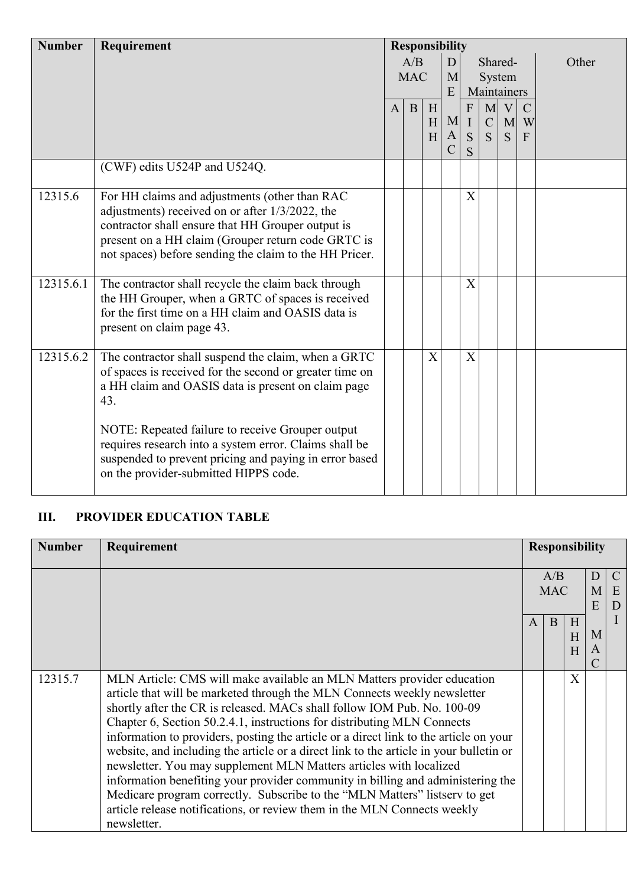| Number | Requirement | Responsibility | | | | | | | | |
|---|---|---|---|---|---|---|---|---|---|---|
| | | A/B MAC | | | D M E M A C | Shared-System Maintainers | | | | Other |
| | | A | B | H H H | | F I S S | M C S | V M S | C W F | |
| | (CWF) edits U524P and U524Q. | | | | | | | | | |
| 12315.6 | For HH claims and adjustments (other than RAC adjustments) received on or after 1/3/2022, the contractor shall ensure that HH Grouper output is present on a HH claim (Grouper return code GRTC is not spaces) before sending the claim to the HH Pricer. | | | | | X | | | | |
| 12315.6.1 | The contractor shall recycle the claim back through the HH Grouper, when a GRTC of spaces is received for the first time on a HH claim and OASIS data is present on claim page 43. | | | | | X | | | | |
| 12315.6.2 | The contractor shall suspend the claim, when a GRTC of spaces is received for the second or greater time on a HH claim and OASIS data is present on claim page 43.<br><br>NOTE: Repeated failure to receive Grouper output requires research into a system error. Claims shall be suspended to prevent pricing and paying in error based on the provider-submitted HIPPS code. | | | X | | X | | | | |

## III. PROVIDER EDUCATION TABLE

| Number | Requirement | Responsibility | | | | |
|---|---|---|---|---|---|---|
| | | A/B MAC | | | D M E M A C | C E D I |
| | | A | B | H H H | | |
| 12315.7 | MLN Article: CMS will make available an MLN Matters provider education article that will be marketed through the MLN Connects weekly newsletter shortly after the CR is released. MACs shall follow IOM Pub. No. 100-09 Chapter 6, Section 50.2.4.1, instructions for distributing MLN Connects information to providers, posting the article or a direct link to the article on your website, and including the article or a direct link to the article in your bulletin or newsletter. You may supplement MLN Matters articles with localized information benefiting your provider community in billing and administering the Medicare program correctly. Subscribe to the "MLN Matters" listserv to get article release notifications, or review them in the MLN Connects weekly newsletter. | | | X | | |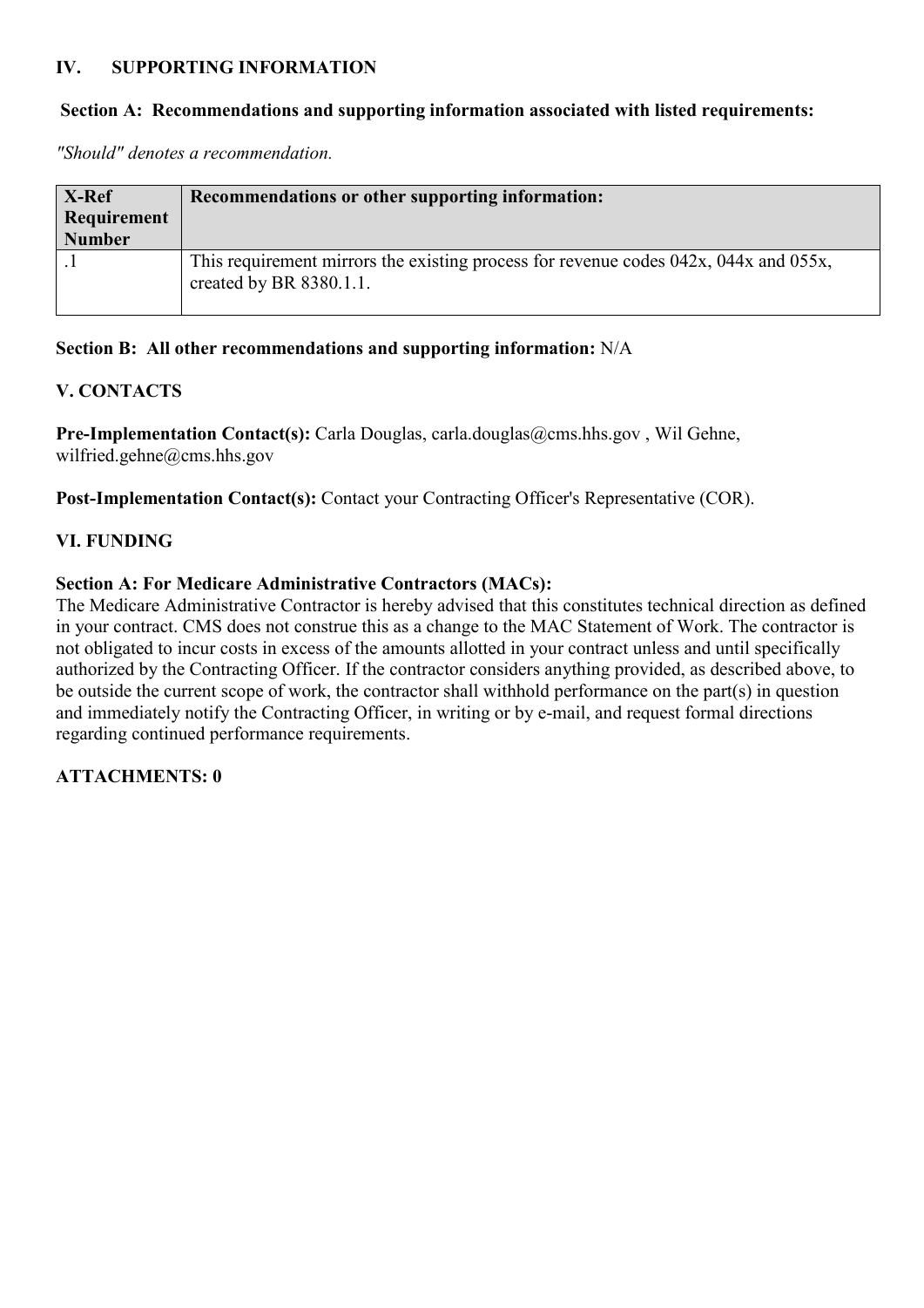## IV. SUPPORTING INFORMATION

### Section A: Recommendations and supporting information associated with listed requirements:

*"Should" denotes a recommendation.*

| X-Ref Requirement Number | Recommendations or other supporting information: |
|---|---|
| .1 | This requirement mirrors the existing process for revenue codes 042x, 044x and 055x, created by BR 8380.1.1. |

**Section B: All other recommendations and supporting information:** N/A

## V. CONTACTS

**Pre-Implementation Contact(s):** Carla Douglas, carla.douglas@cms.hhs.gov , Wil Gehne, wilfried.gehne@cms.hhs.gov

**Post-Implementation Contact(s):** Contact your Contracting Officer's Representative (COR).

## VI. FUNDING

### Section A: For Medicare Administrative Contractors (MACs):

The Medicare Administrative Contractor is hereby advised that this constitutes technical direction as defined in your contract. CMS does not construe this as a change to the MAC Statement of Work. The contractor is not obligated to incur costs in excess of the amounts allotted in your contract unless and until specifically authorized by the Contracting Officer. If the contractor considers anything provided, as described above, to be outside the current scope of work, the contractor shall withhold performance on the part(s) in question and immediately notify the Contracting Officer, in writing or by e-mail, and request formal directions regarding continued performance requirements.

**ATTACHMENTS: 0**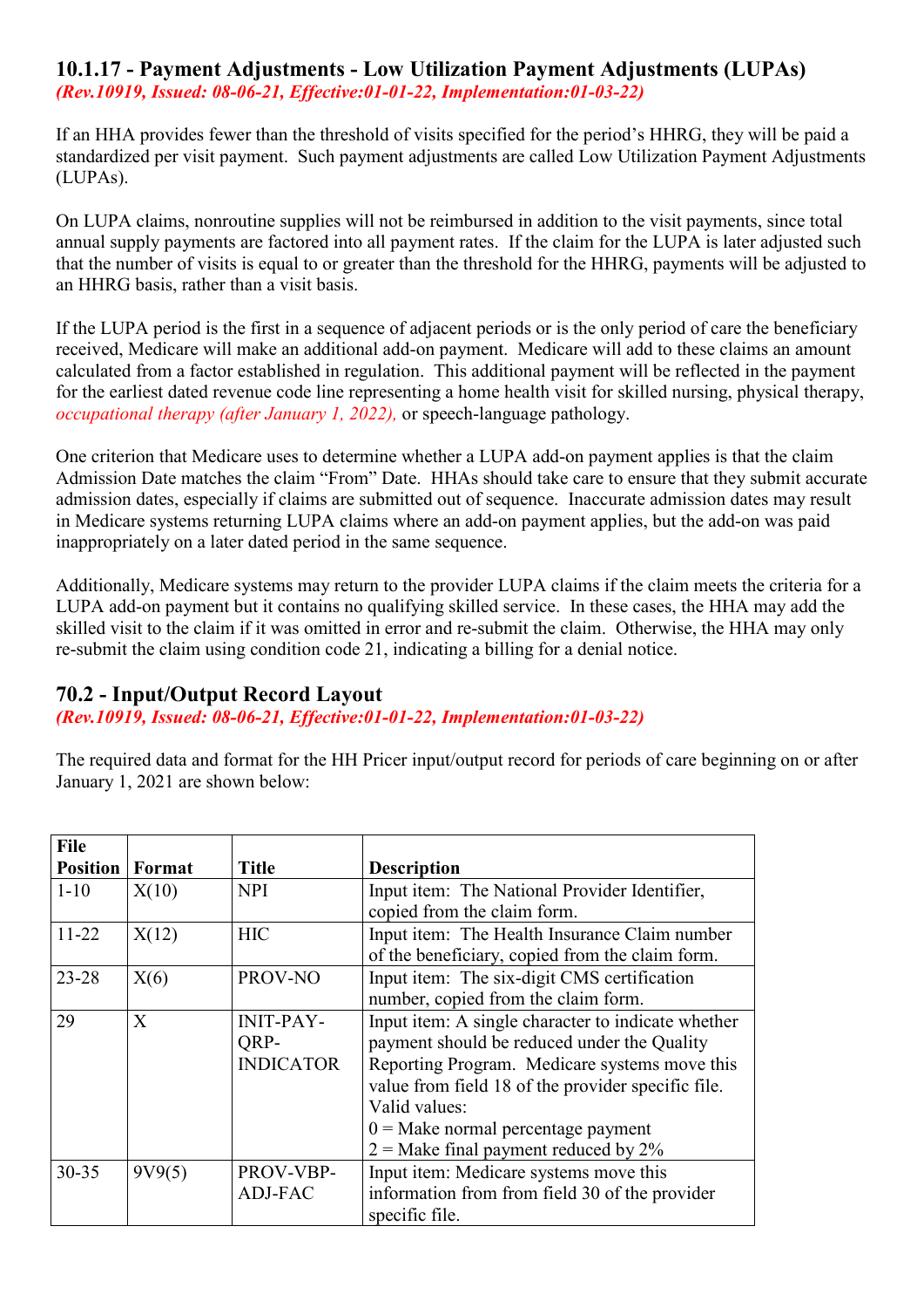## 10.1.17 - Payment Adjustments - Low Utilization Payment Adjustments (LUPAs)

*(Rev.10919, Issued: 08-06-21, Effective:01-01-22, Implementation:01-03-22)*

If an HHA provides fewer than the threshold of visits specified for the period's HHRG, they will be paid a standardized per visit payment. Such payment adjustments are called Low Utilization Payment Adjustments (LUPAs).

On LUPA claims, nonroutine supplies will not be reimbursed in addition to the visit payments, since total annual supply payments are factored into all payment rates. If the claim for the LUPA is later adjusted such that the number of visits is equal to or greater than the threshold for the HHRG, payments will be adjusted to an HHRG basis, rather than a visit basis.

If the LUPA period is the first in a sequence of adjacent periods or is the only period of care the beneficiary received, Medicare will make an additional add-on payment. Medicare will add to these claims an amount calculated from a factor established in regulation. This additional payment will be reflected in the payment for the earliest dated revenue code line representing a home health visit for skilled nursing, physical therapy, *occupational therapy (after January 1, 2022),* or speech-language pathology.

One criterion that Medicare uses to determine whether a LUPA add-on payment applies is that the claim Admission Date matches the claim "From" Date. HHAs should take care to ensure that they submit accurate admission dates, especially if claims are submitted out of sequence. Inaccurate admission dates may result in Medicare systems returning LUPA claims where an add-on payment applies, but the add-on was paid inappropriately on a later dated period in the same sequence.

Additionally, Medicare systems may return to the provider LUPA claims if the claim meets the criteria for a LUPA add-on payment but it contains no qualifying skilled service. In these cases, the HHA may add the skilled visit to the claim if it was omitted in error and re-submit the claim. Otherwise, the HHA may only re-submit the claim using condition code 21, indicating a billing for a denial notice.

## 70.2 - Input/Output Record Layout

*(Rev.10919, Issued: 08-06-21, Effective:01-01-22, Implementation:01-03-22)*

The required data and format for the HH Pricer input/output record for periods of care beginning on or after January 1, 2021 are shown below:

| File Position | Format | Title | Description |
|---|---|---|---|
| 1-10 | X(10) | NPI | Input item: The National Provider Identifier, copied from the claim form. |
| 11-22 | X(12) | HIC | Input item: The Health Insurance Claim number of the beneficiary, copied from the claim form. |
| 23-28 | X(6) | PROV-NO | Input item: The six-digit CMS certification number, copied from the claim form. |
| 29 | X | INIT-PAY-QRP-INDICATOR | Input item: A single character to indicate whether payment should be reduced under the Quality Reporting Program. Medicare systems move this value from field 18 of the provider specific file. Valid values:<br>0 = Make normal percentage payment<br>2 = Make final payment reduced by 2% |
| 30-35 | 9V9(5) | PROV-VBP-ADJ-FAC | Input item: Medicare systems move this information from from field 30 of the provider specific file. |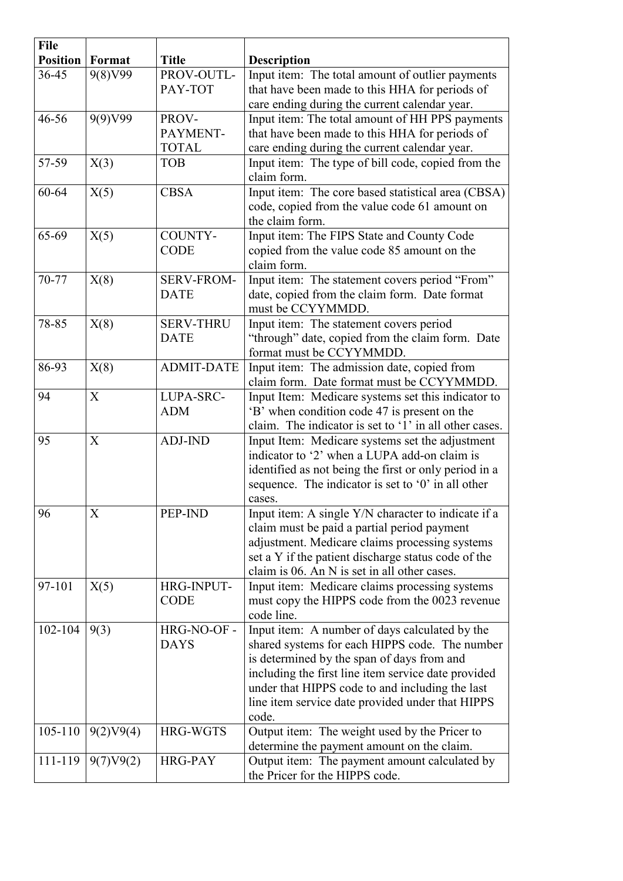| File Position | Format | Title | Description |
|---|---|---|---|
| 36-45 | 9(8)V99 | PROV-OUTL-PAY-TOT | Input item: The total amount of outlier payments that have been made to this HHA for periods of care ending during the current calendar year. |
| 46-56 | 9(9)V99 | PROV-PAYMENT-TOTAL | Input item: The total amount of HH PPS payments that have been made to this HHA for periods of care ending during the current calendar year. |
| 57-59 | X(3) | TOB | Input item: The type of bill code, copied from the claim form. |
| 60-64 | X(5) | CBSA | Input item: The core based statistical area (CBSA) code, copied from the value code 61 amount on the claim form. |
| 65-69 | X(5) | COUNTY-CODE | Input item: The FIPS State and County Code copied from the value code 85 amount on the claim form. |
| 70-77 | X(8) | SERV-FROM-DATE | Input item: The statement covers period "From" date, copied from the claim form. Date format must be CCYYMMDD. |
| 78-85 | X(8) | SERV-THRU DATE | Input item: The statement covers period "through" date, copied from the claim form. Date format must be CCYYMMDD. |
| 86-93 | X(8) | ADMIT-DATE | Input item: The admission date, copied from claim form. Date format must be CCYYMMDD. |
| 94 | X | LUPA-SRC-ADM | Input Item: Medicare systems set this indicator to 'B' when condition code 47 is present on the claim. The indicator is set to '1' in all other cases. |
| 95 | X | ADJ-IND | Input Item: Medicare systems set the adjustment indicator to '2' when a LUPA add-on claim is identified as not being the first or only period in a sequence. The indicator is set to '0' in all other cases. |
| 96 | X | PEP-IND | Input item: A single Y/N character to indicate if a claim must be paid a partial period payment adjustment. Medicare claims processing systems set a Y if the patient discharge status code of the claim is 06. An N is set in all other cases. |
| 97-101 | X(5) | HRG-INPUT-CODE | Input item: Medicare claims processing systems must copy the HIPPS code from the 0023 revenue code line. |
| 102-104 | 9(3) | HRG-NO-OF - DAYS | Input item: A number of days calculated by the shared systems for each HIPPS code. The number is determined by the span of days from and including the first line item service date provided under that HIPPS code to and including the last line item service date provided under that HIPPS code. |
| 105-110 | 9(2)V9(4) | HRG-WGTS | Output item: The weight used by the Pricer to determine the payment amount on the claim. |
| 111-119 | 9(7)V9(2) | HRG-PAY | Output item: The payment amount calculated by the Pricer for the HIPPS code. |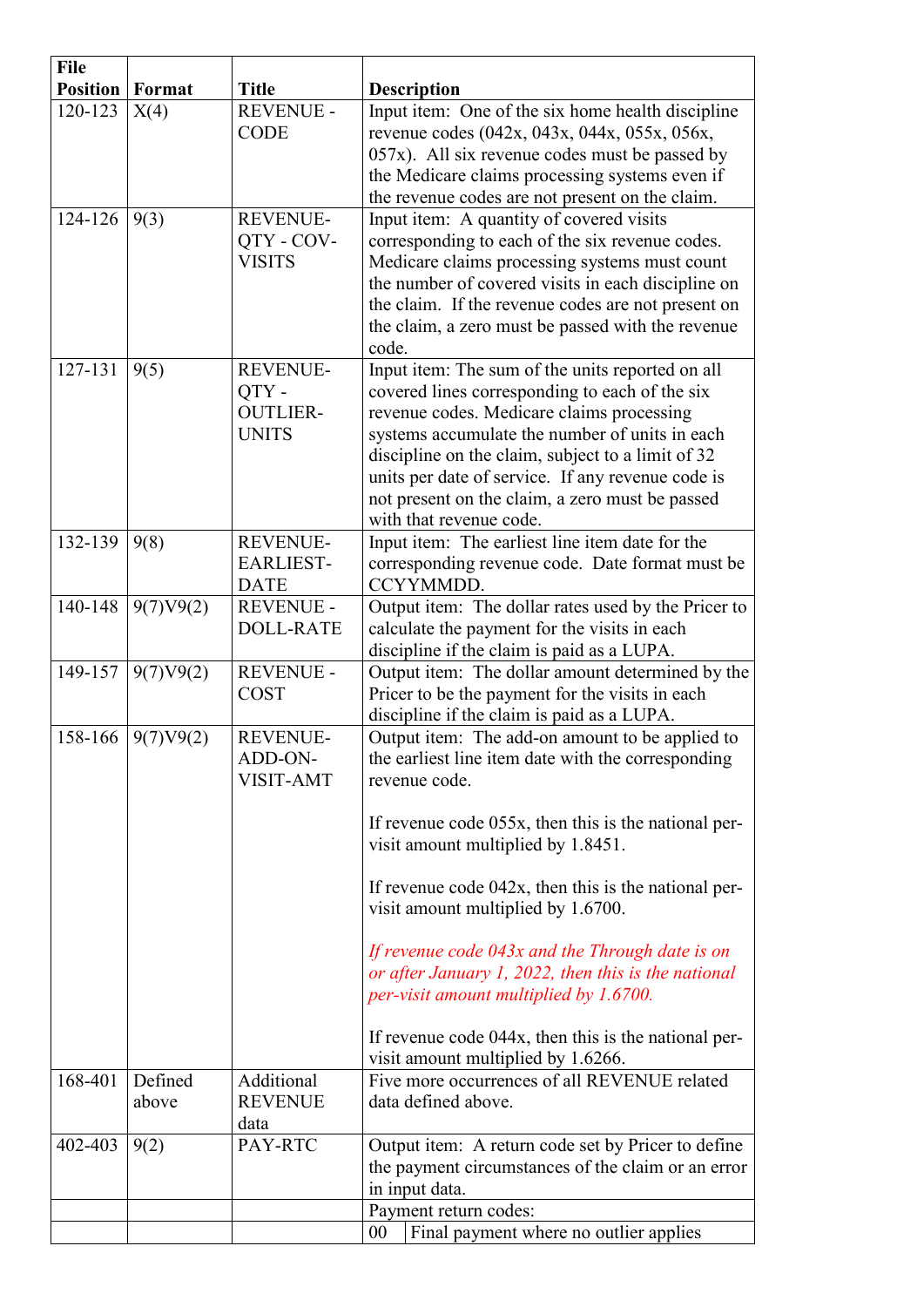| File Position | Format | Title | Description |
|---|---|---|---|
| 120-123 | X(4) | REVENUE - CODE | Input item: One of the six home health discipline revenue codes (042x, 043x, 044x, 055x, 056x, 057x). All six revenue codes must be passed by the Medicare claims processing systems even if the revenue codes are not present on the claim. |
| 124-126 | 9(3) | REVENUE-QTY - COV-VISITS | Input item: A quantity of covered visits corresponding to each of the six revenue codes. Medicare claims processing systems must count the number of covered visits in each discipline on the claim. If the revenue codes are not present on the claim, a zero must be passed with the revenue code. |
| 127-131 | 9(5) | REVENUE-QTY - OUTLIER-UNITS | Input item: The sum of the units reported on all covered lines corresponding to each of the six revenue codes. Medicare claims processing systems accumulate the number of units in each discipline on the claim, subject to a limit of 32 units per date of service. If any revenue code is not present on the claim, a zero must be passed with that revenue code. |
| 132-139 | 9(8) | REVENUE-EARLIEST-DATE | Input item: The earliest line item date for the corresponding revenue code. Date format must be CCYYMMDD. |
| 140-148 | 9(7)V9(2) | REVENUE - DOLL-RATE | Output item: The dollar rates used by the Pricer to calculate the payment for the visits in each discipline if the claim is paid as a LUPA. |
| 149-157 | 9(7)V9(2) | REVENUE - COST | Output item: The dollar amount determined by the Pricer to be the payment for the visits in each discipline if the claim is paid as a LUPA. |
| 158-166 | 9(7)V9(2) | REVENUE-ADD-ON-VISIT-AMT | Output item: The add-on amount to be applied to the earliest line item date with the corresponding revenue code.<br><br>If revenue code 055x, then this is the national per-visit amount multiplied by 1.8451.<br><br>If revenue code 042x, then this is the national per-visit amount multiplied by 1.6700.<br><br>*If revenue code 043x and the Through date is on or after January 1, 2022, then this is the national per-visit amount multiplied by 1.6700.*<br><br>If revenue code 044x, then this is the national per-visit amount multiplied by 1.6266. |
| 168-401 | Defined above | Additional REVENUE data | Five more occurrences of all REVENUE related data defined above. |
| 402-403 | 9(2) | PAY-RTC | Output item: A return code set by Pricer to define the payment circumstances of the claim or an error in input data. |
| | | | Payment return codes: |
| | | | 00 Final payment where no outlier applies |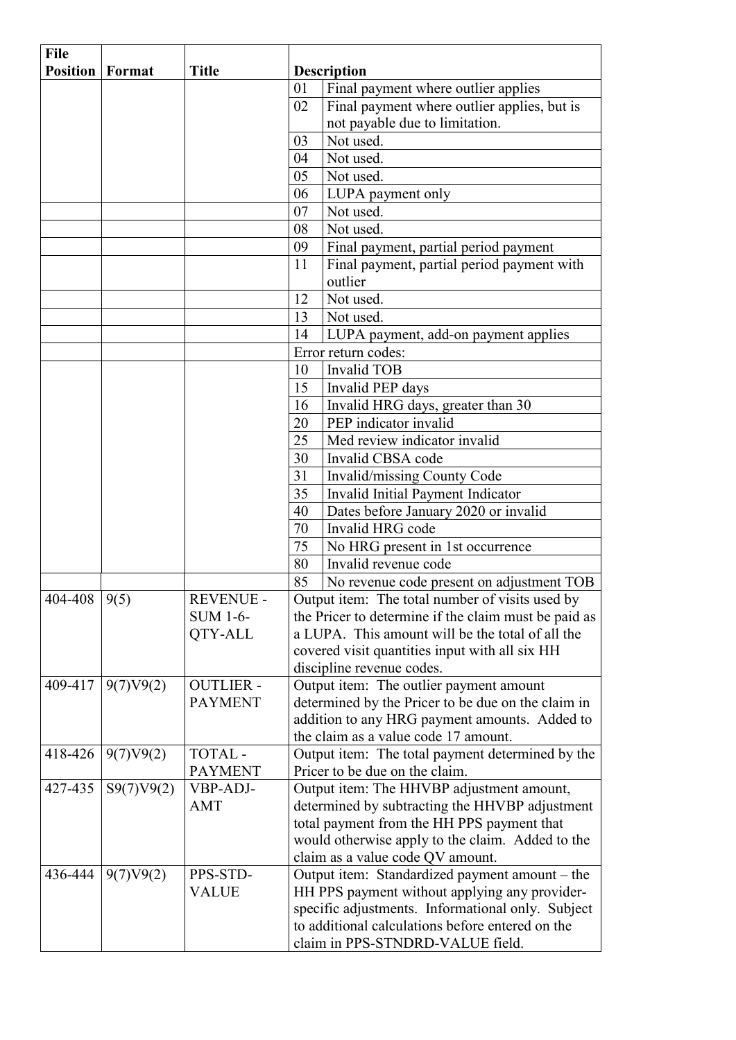| File Position | Format | Title | Description | |
|---|---|---|---|---|
| | | | 01 | Final payment where outlier applies |
| | | | 02 | Final payment where outlier applies, but is not payable due to limitation. |
| | | | 03 | Not used. |
| | | | 04 | Not used. |
| | | | 05 | Not used. |
| | | | 06 | LUPA payment only |
| | | | 07 | Not used. |
| | | | 08 | Not used. |
| | | | 09 | Final payment, partial period payment |
| | | | 11 | Final payment, partial period payment with outlier |
| | | | 12 | Not used. |
| | | | 13 | Not used. |
| | | | 14 | LUPA payment, add-on payment applies |
| | | | Error return codes: | |
| | | | 10 | Invalid TOB |
| | | | 15 | Invalid PEP days |
| | | | 16 | Invalid HRG days, greater than 30 |
| | | | 20 | PEP indicator invalid |
| | | | 25 | Med review indicator invalid |
| | | | 30 | Invalid CBSA code |
| | | | 31 | Invalid/missing County Code |
| | | | 35 | Invalid Initial Payment Indicator |
| | | | 40 | Dates before January 2020 or invalid |
| | | | 70 | Invalid HRG code |
| | | | 75 | No HRG present in 1st occurrence |
| | | | 80 | Invalid revenue code |
| | | | 85 | No revenue code present on adjustment TOB |
| 404-408 | 9(5) | REVENUE - SUM 1-6-QTY-ALL | Output item: The total number of visits used by the Pricer to determine if the claim must be paid as a LUPA. This amount will be the total of all the covered visit quantities input with all six HH discipline revenue codes. | |
| 409-417 | 9(7)V9(2) | OUTLIER - PAYMENT | Output item: The outlier payment amount determined by the Pricer to be due on the claim in addition to any HRG payment amounts. Added to the claim as a value code 17 amount. | |
| 418-426 | 9(7)V9(2) | TOTAL - PAYMENT | Output item: The total payment determined by the Pricer to be due on the claim. | |
| 427-435 | S9(7)V9(2) | VBP-ADJ-AMT | Output item: The HHVBP adjustment amount, determined by subtracting the HHVBP adjustment total payment from the HH PPS payment that would otherwise apply to the claim. Added to the claim as a value code QV amount. | |
| 436-444 | 9(7)V9(2) | PPS-STD-VALUE | Output item: Standardized payment amount – the HH PPS payment without applying any provider-specific adjustments. Informational only. Subject to additional calculations before entered on the claim in PPS-STNDRD-VALUE field. | |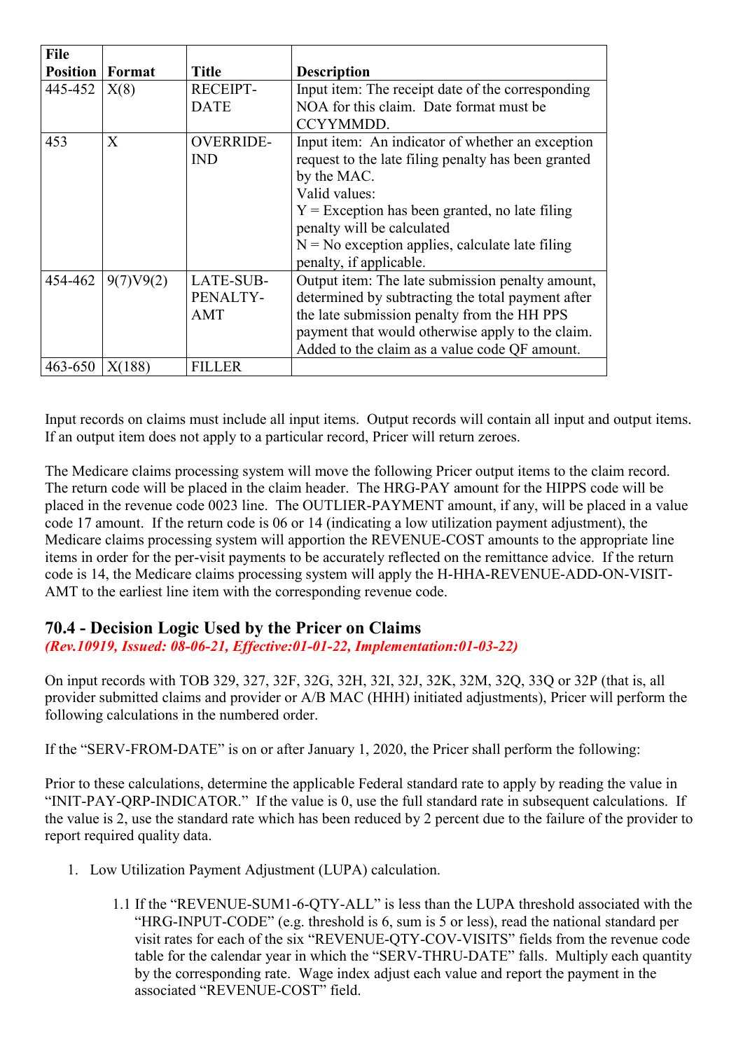| File Position | Format | Title | Description |
|---|---|---|---|
| 445-452 | X(8) | RECEIPT-DATE | Input item: The receipt date of the corresponding NOA for this claim. Date format must be CCYYMMDD. |
| 453 | X | OVERRIDE-IND | Input item: An indicator of whether an exception request to the late filing penalty has been granted by the MAC.<br>Valid values:<br>Y = Exception has been granted, no late filing penalty will be calculated<br>N = No exception applies, calculate late filing penalty, if applicable. |
| 454-462 | 9(7)V9(2) | LATE-SUB-PENALTY-AMT | Output item: The late submission penalty amount, determined by subtracting the total payment after the late submission penalty from the HH PPS payment that would otherwise apply to the claim. Added to the claim as a value code QF amount. |
| 463-650 | X(188) | FILLER | |

Input records on claims must include all input items. Output records will contain all input and output items. If an output item does not apply to a particular record, Pricer will return zeroes.

The Medicare claims processing system will move the following Pricer output items to the claim record. The return code will be placed in the claim header. The HRG-PAY amount for the HIPPS code will be placed in the revenue code 0023 line. The OUTLIER-PAYMENT amount, if any, will be placed in a value code 17 amount. If the return code is 06 or 14 (indicating a low utilization payment adjustment), the Medicare claims processing system will apportion the REVENUE-COST amounts to the appropriate line items in order for the per-visit payments to be accurately reflected on the remittance advice. If the return code is 14, the Medicare claims processing system will apply the H-HHA-REVENUE-ADD-ON-VISIT-AMT to the earliest line item with the corresponding revenue code.

## 70.4 - Decision Logic Used by the Pricer on Claims

*(Rev.10919, Issued: 08-06-21, Effective:01-01-22, Implementation:01-03-22)*

On input records with TOB 329, 327, 32F, 32G, 32H, 32I, 32J, 32K, 32M, 32Q, 33Q or 32P (that is, all provider submitted claims and provider or A/B MAC (HHH) initiated adjustments), Pricer will perform the following calculations in the numbered order.

If the "SERV-FROM-DATE" is on or after January 1, 2020, the Pricer shall perform the following:

Prior to these calculations, determine the applicable Federal standard rate to apply by reading the value in "INIT-PAY-QRP-INDICATOR." If the value is 0, use the full standard rate in subsequent calculations. If the value is 2, use the standard rate which has been reduced by 2 percent due to the failure of the provider to report required quality data.

1. Low Utilization Payment Adjustment (LUPA) calculation.

   1.1 If the "REVENUE-SUM1-6-QTY-ALL" is less than the LUPA threshold associated with the "HRG-INPUT-CODE" (e.g. threshold is 6, sum is 5 or less), read the national standard per visit rates for each of the six "REVENUE-QTY-COV-VISITS" fields from the revenue code table for the calendar year in which the "SERV-THRU-DATE" falls. Multiply each quantity by the corresponding rate. Wage index adjust each value and report the payment in the associated "REVENUE-COST" field.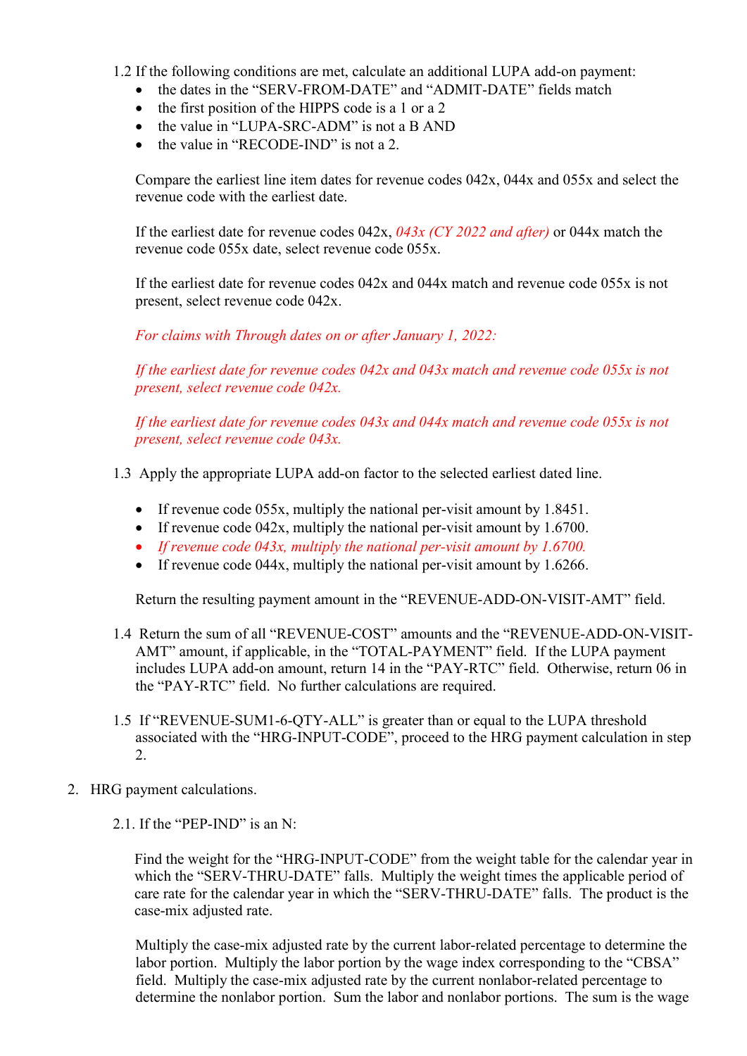1.2 If the following conditions are met, calculate an additional LUPA add-on payment:

- the dates in the "SERV-FROM-DATE" and "ADMIT-DATE" fields match
- the first position of the HIPPS code is a 1 or a 2
- the value in "LUPA-SRC-ADM" is not a B AND
- the value in "RECODE-IND" is not a 2.

Compare the earliest line item dates for revenue codes 042x, 044x and 055x and select the revenue code with the earliest date.

If the earliest date for revenue codes 042x, *043x (CY 2022 and after)* or 044x match the revenue code 055x date, select revenue code 055x.

If the earliest date for revenue codes 042x and 044x match and revenue code 055x is not present, select revenue code 042x.

*For claims with Through dates on or after January 1, 2022:*

*If the earliest date for revenue codes 042x and 043x match and revenue code 055x is not present, select revenue code 042x.*

*If the earliest date for revenue codes 043x and 044x match and revenue code 055x is not present, select revenue code 043x.*

1.3 Apply the appropriate LUPA add-on factor to the selected earliest dated line.

- If revenue code 055x, multiply the national per-visit amount by 1.8451.
- If revenue code 042x, multiply the national per-visit amount by 1.6700.
- *If revenue code 043x, multiply the national per-visit amount by 1.6700.*
- If revenue code 044x, multiply the national per-visit amount by 1.6266.

Return the resulting payment amount in the "REVENUE-ADD-ON-VISIT-AMT" field.

1.4 Return the sum of all "REVENUE-COST" amounts and the "REVENUE-ADD-ON-VISIT-AMT" amount, if applicable, in the "TOTAL-PAYMENT" field. If the LUPA payment includes LUPA add-on amount, return 14 in the "PAY-RTC" field. Otherwise, return 06 in the "PAY-RTC" field. No further calculations are required.

1.5 If "REVENUE-SUM1-6-QTY-ALL" is greater than or equal to the LUPA threshold associated with the "HRG-INPUT-CODE", proceed to the HRG payment calculation in step 2.

2. HRG payment calculations.

2.1. If the "PEP-IND" is an N:

Find the weight for the "HRG-INPUT-CODE" from the weight table for the calendar year in which the "SERV-THRU-DATE" falls. Multiply the weight times the applicable period of care rate for the calendar year in which the "SERV-THRU-DATE" falls. The product is the case-mix adjusted rate.

Multiply the case-mix adjusted rate by the current labor-related percentage to determine the labor portion. Multiply the labor portion by the wage index corresponding to the "CBSA" field. Multiply the case-mix adjusted rate by the current nonlabor-related percentage to determine the nonlabor portion. Sum the labor and nonlabor portions. The sum is the wage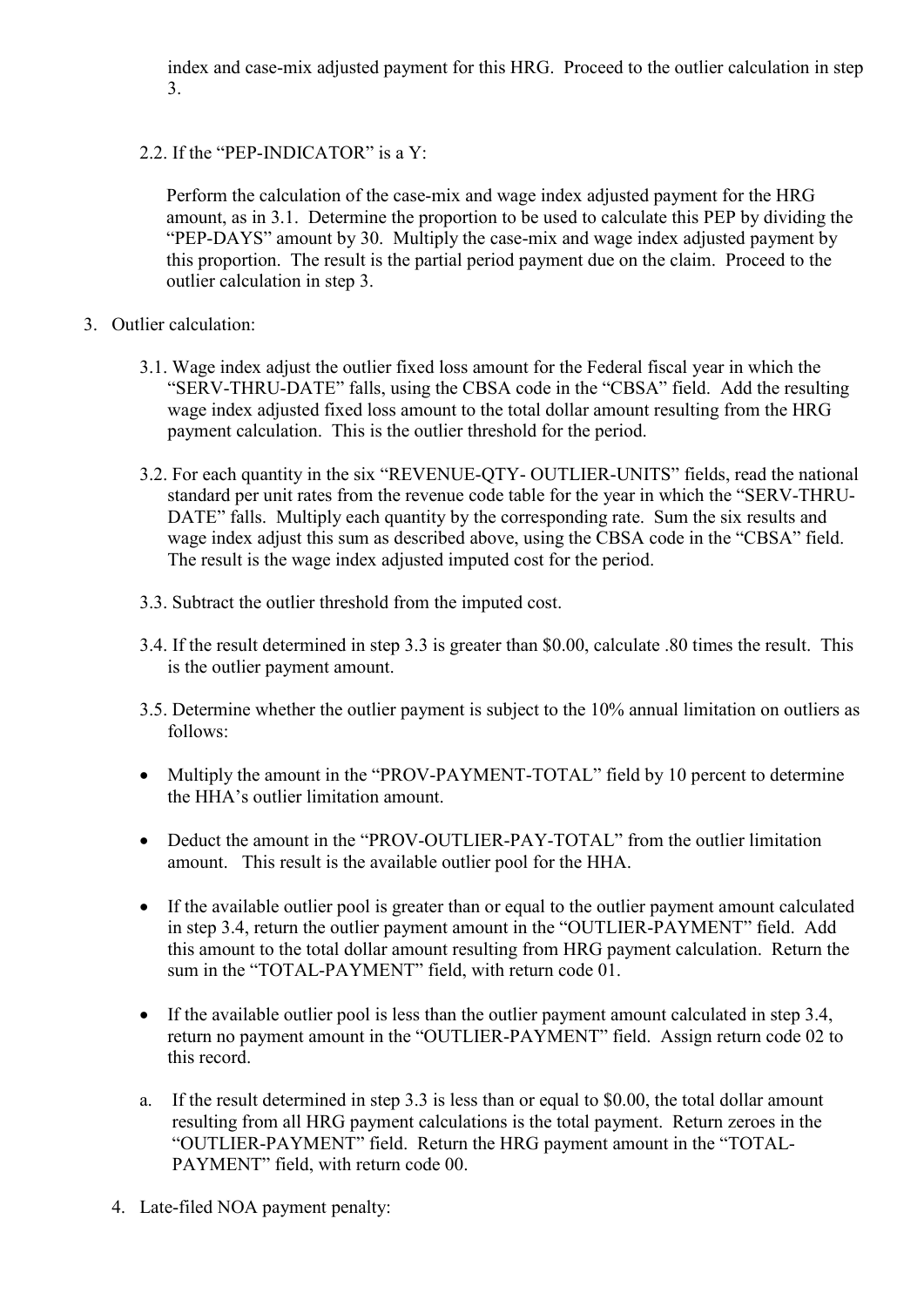index and case-mix adjusted payment for this HRG. Proceed to the outlier calculation in step 3.

2.2. If the "PEP-INDICATOR" is a Y:

Perform the calculation of the case-mix and wage index adjusted payment for the HRG amount, as in 3.1. Determine the proportion to be used to calculate this PEP by dividing the "PEP-DAYS" amount by 30. Multiply the case-mix and wage index adjusted payment by this proportion. The result is the partial period payment due on the claim. Proceed to the outlier calculation in step 3.

3. Outlier calculation:

   3.1. Wage index adjust the outlier fixed loss amount for the Federal fiscal year in which the "SERV-THRU-DATE" falls, using the CBSA code in the "CBSA" field. Add the resulting wage index adjusted fixed loss amount to the total dollar amount resulting from the HRG payment calculation. This is the outlier threshold for the period.

   3.2. For each quantity in the six "REVENUE-QTY- OUTLIER-UNITS" fields, read the national standard per unit rates from the revenue code table for the year in which the "SERV-THRU-DATE" falls. Multiply each quantity by the corresponding rate. Sum the six results and wage index adjust this sum as described above, using the CBSA code in the "CBSA" field. The result is the wage index adjusted imputed cost for the period.

   3.3. Subtract the outlier threshold from the imputed cost.

   3.4. If the result determined in step 3.3 is greater than $0.00, calculate .80 times the result. This is the outlier payment amount.

   3.5. Determine whether the outlier payment is subject to the 10% annual limitation on outliers as follows:

   - Multiply the amount in the "PROV-PAYMENT-TOTAL" field by 10 percent to determine the HHA's outlier limitation amount.
   - Deduct the amount in the "PROV-OUTLIER-PAY-TOTAL" from the outlier limitation amount. This result is the available outlier pool for the HHA.
   - If the available outlier pool is greater than or equal to the outlier payment amount calculated in step 3.4, return the outlier payment amount in the "OUTLIER-PAYMENT" field. Add this amount to the total dollar amount resulting from HRG payment calculation. Return the sum in the "TOTAL-PAYMENT" field, with return code 01.
   - If the available outlier pool is less than the outlier payment amount calculated in step 3.4, return no payment amount in the "OUTLIER-PAYMENT" field. Assign return code 02 to this record.

   a. If the result determined in step 3.3 is less than or equal to $0.00, the total dollar amount resulting from all HRG payment calculations is the total payment. Return zeroes in the "OUTLIER-PAYMENT" field. Return the HRG payment amount in the "TOTAL-PAYMENT" field, with return code 00.

4. Late-filed NOA payment penalty: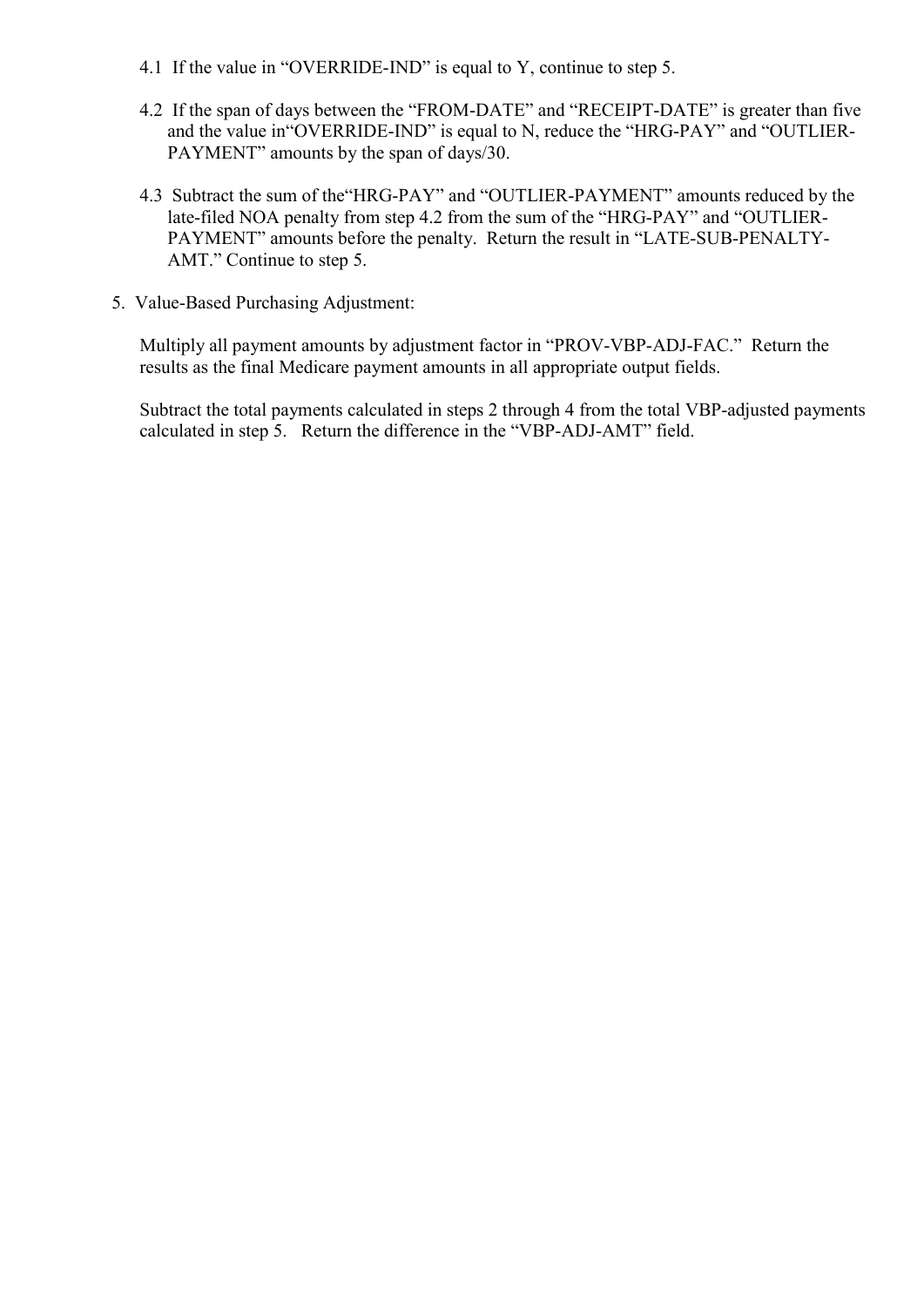4.1 If the value in "OVERRIDE-IND" is equal to Y, continue to step 5.

4.2 If the span of days between the "FROM-DATE" and "RECEIPT-DATE" is greater than five and the value in"OVERRIDE-IND" is equal to N, reduce the "HRG-PAY" and "OUTLIER-PAYMENT" amounts by the span of days/30.

4.3 Subtract the sum of the"HRG-PAY" and "OUTLIER-PAYMENT" amounts reduced by the late-filed NOA penalty from step 4.2 from the sum of the "HRG-PAY" and "OUTLIER-PAYMENT" amounts before the penalty. Return the result in "LATE-SUB-PENALTY-AMT." Continue to step 5.

5. Value-Based Purchasing Adjustment:

Multiply all payment amounts by adjustment factor in "PROV-VBP-ADJ-FAC." Return the results as the final Medicare payment amounts in all appropriate output fields.

Subtract the total payments calculated in steps 2 through 4 from the total VBP-adjusted payments calculated in step 5. Return the difference in the "VBP-ADJ-AMT" field.